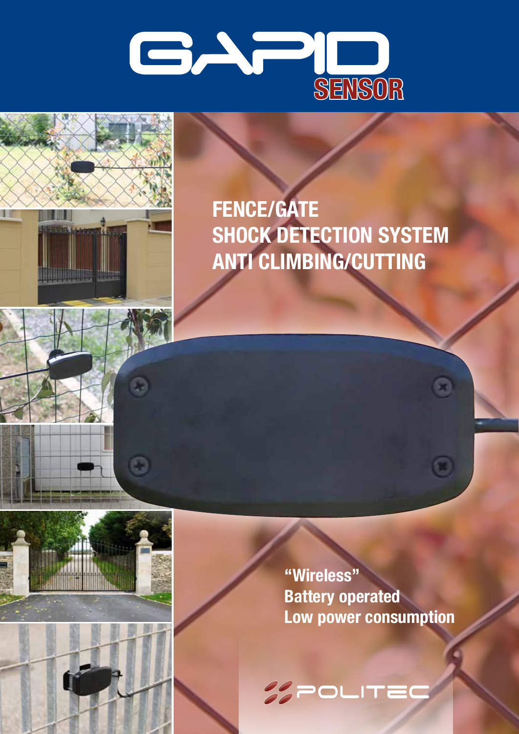# GAPID

## SENSOR

## FENCE/GATE
## SHOCK DETECTION SYSTEM
## ANTI CLIMBING/CUTTING

**"Wireless"**
**Battery operated**
**Low power consumption**

POLITEC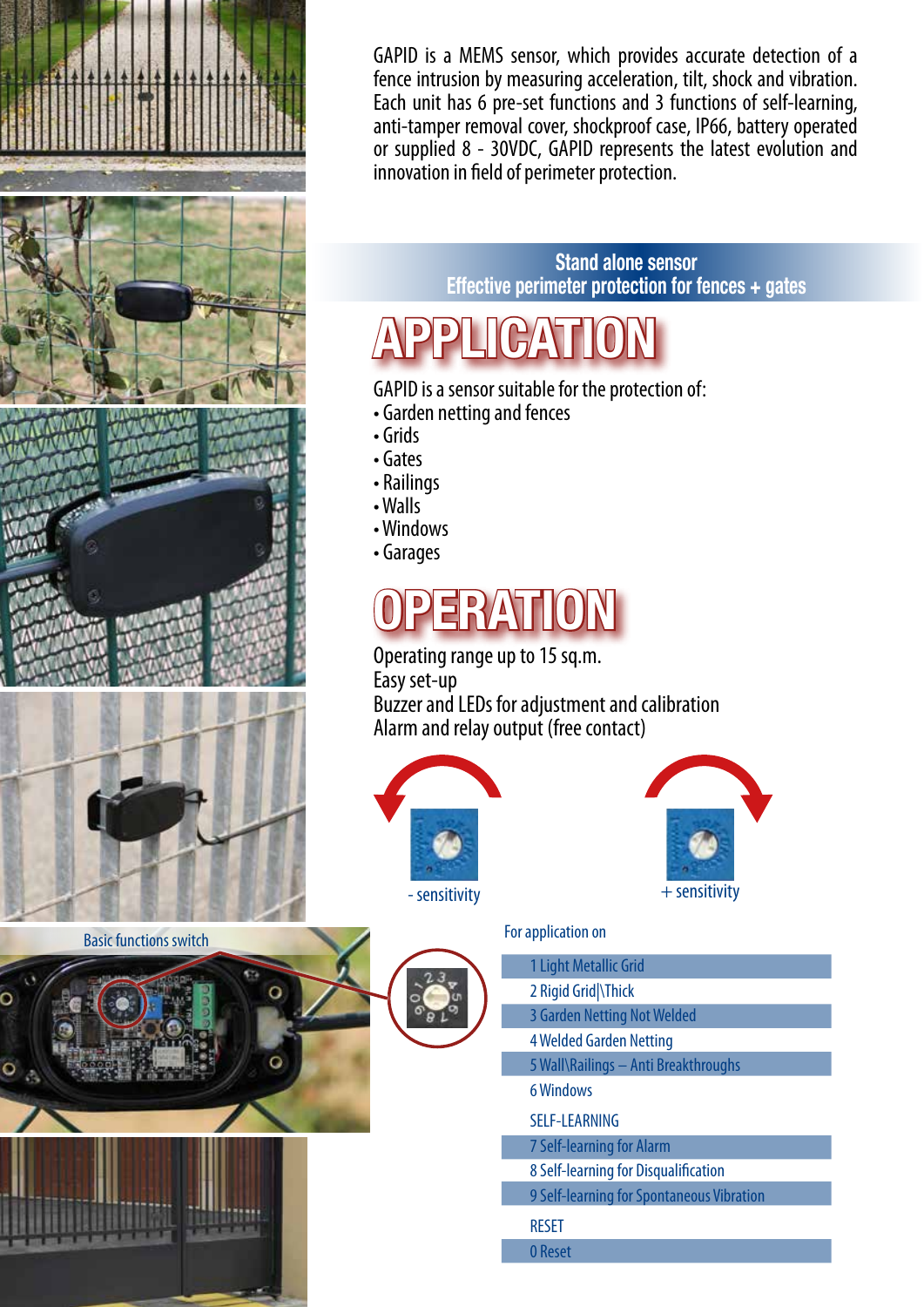GAPID is a MEMS sensor, which provides accurate detection of a fence intrusion by measuring acceleration, tilt, shock and vibration. Each unit has 6 pre-set functions and 3 functions of self-learning, anti-tamper removal cover, shockproof case, IP66, battery operated or supplied 8 - 30VDC, GAPID represents the latest evolution and innovation in field of perimeter protection.

**Stand alone sensor**
**Effective perimeter protection for fences + gates**

# APPLICATION

GAPID is a sensor suitable for the protection of:

- Garden netting and fences
- Grids
- Gates
- Railings
- Walls
- Windows
- Garages

# OPERATION

Operating range up to 15 sq.m.
Easy set-up
Buzzer and LEDs for adjustment and calibration
Alarm and relay output (free contact)

- sensitivity

+ sensitivity

Basic functions switch

For application on

1 Light Metallic Grid
2 Rigid Grid|\Thick
3 Garden Netting Not Welded
4 Welded Garden Netting
5 Wall\Railings – Anti Breakthroughs
6 Windows

SELF-LEARNING

7 Self-learning for Alarm
8 Self-learning for Disqualification
9 Self-learning for Spontaneous Vibration

RESET

0 Reset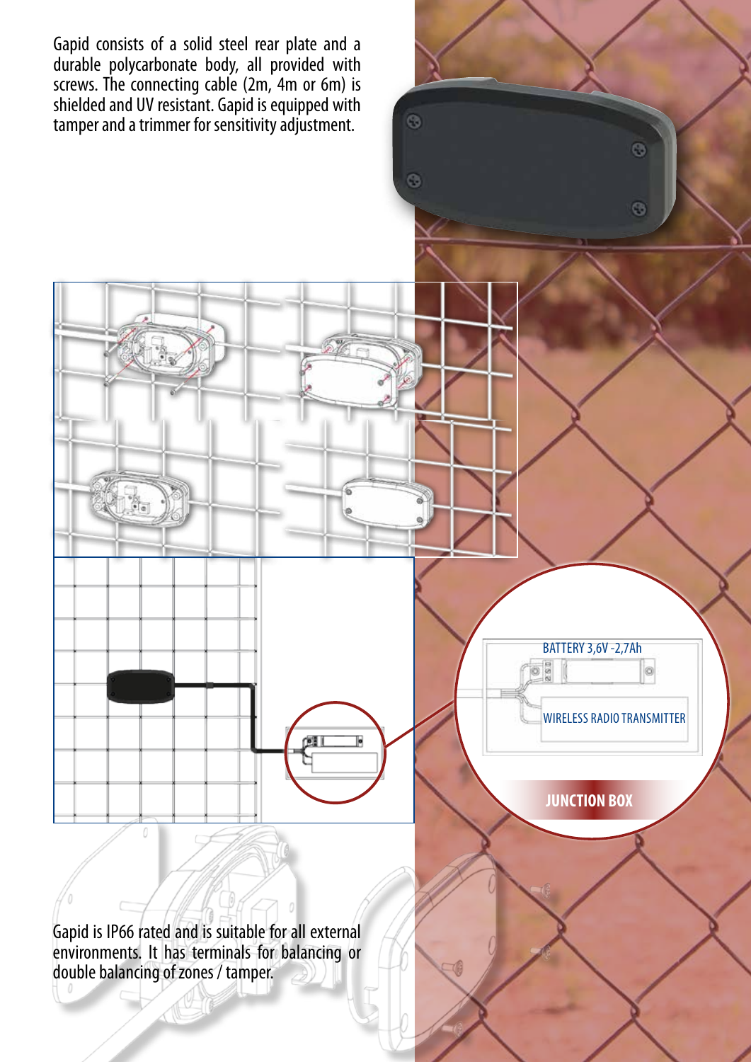Gapid consists of a solid steel rear plate and a durable polycarbonate body, all provided with screws. The connecting cable (2m, 4m or 6m) is shielded and UV resistant. Gapid is equipped with tamper and a trimmer for sensitivity adjustment.

BATTERY 3,6V -2,7Ah

WIRELESS RADIO TRANSMITTER

**JUNCTION BOX**

Gapid is IP66 rated and is suitable for all external environments. It has terminals for balancing or double balancing of zones / tamper.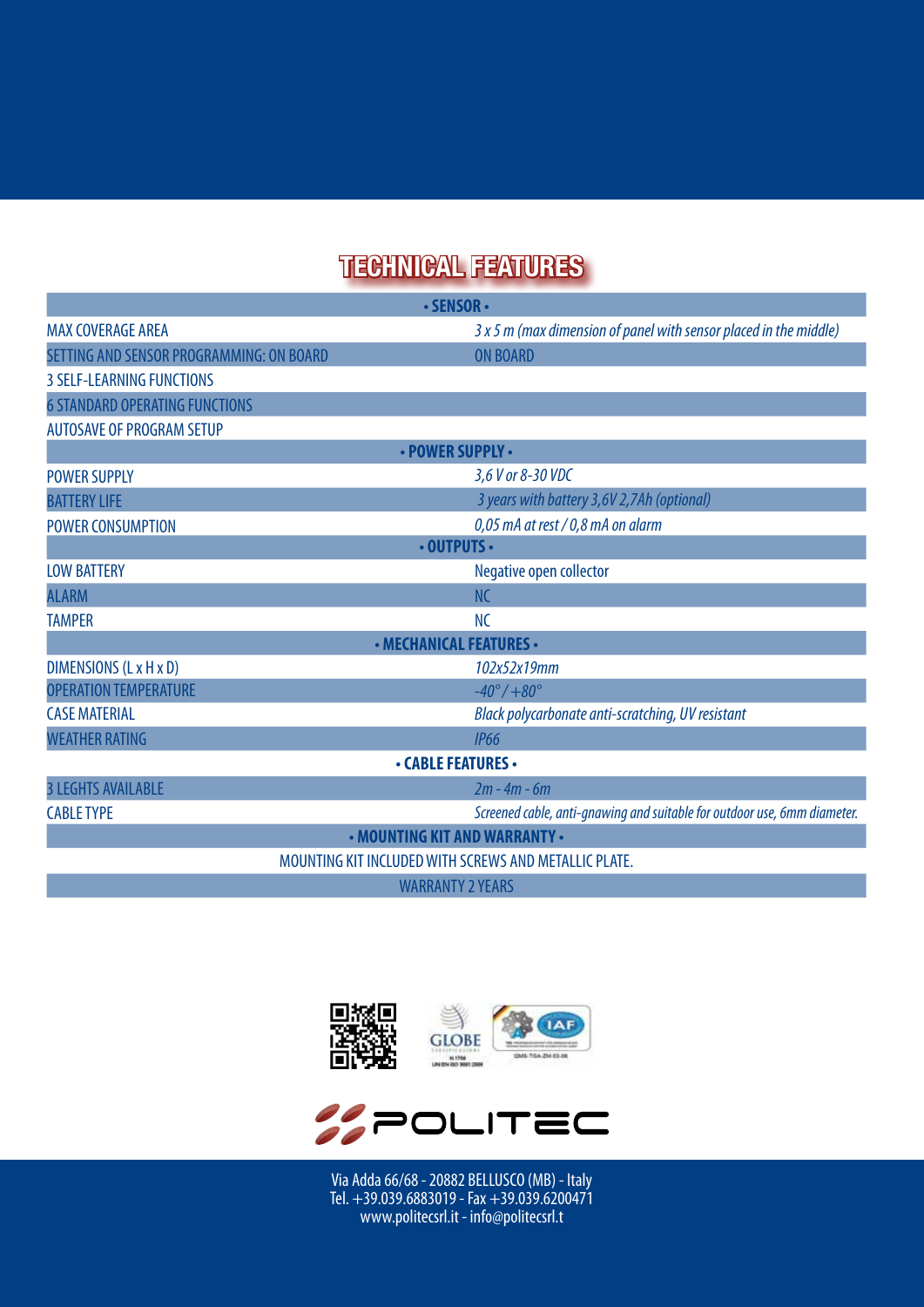# TECHNICAL FEATURES

| | |
|---|---|
| **• SENSOR •** | |
| MAX COVERAGE AREA | *3 x 5 m (max dimension of panel with sensor placed in the middle)* |
| SETTING AND SENSOR PROGRAMMING: ON BOARD | ON BOARD |
| 3 SELF-LEARNING FUNCTIONS | |
| 6 STANDARD OPERATING FUNCTIONS | |
| AUTOSAVE OF PROGRAM SETUP | |
| **• POWER SUPPLY •** | |
| POWER SUPPLY | *3,6 V or 8-30 VDC* |
| BATTERY LIFE | *3 years with battery 3,6V 2,7Ah (optional)* |
| POWER CONSUMPTION | *0,05 mA at rest / 0,8 mA on alarm* |
| **• OUTPUTS •** | |
| LOW BATTERY | Negative open collector |
| ALARM | NC |
| TAMPER | NC |
| **• MECHANICAL FEATURES •** | |
| DIMENSIONS (L x H x D) | *102x52x19mm* |
| OPERATION TEMPERATURE | *-40° / +80°* |
| CASE MATERIAL | *Black polycarbonate anti-scratching, UV resistant* |
| WEATHER RATING | *IP66* |
| **• CABLE FEATURES •** | |
| 3 LEGHTS AVAILABLE | *2m - 4m - 6m* |
| CABLE TYPE | *Screened cable, anti-gnawing and suitable for outdoor use, 6mm diameter.* |
| **• MOUNTING KIT AND WARRANTY •** | |
| MOUNTING KIT INCLUDED WITH SCREWS AND METALLIC PLATE. | |
| WARRANTY 2 YEARS | |

GLOBE CERTIFICATIONS N.1798 UNI EN ISO 9001:2008

IAF

QMS-TGA-ZM-03-08

POLITEC

Via Adda 66/68 - 20882 BELLUSCO (MB) - Italy
Tel. +39.039.6883019 - Fax +39.039.6200471
www.politecsrl.it - info@politecsrl.t